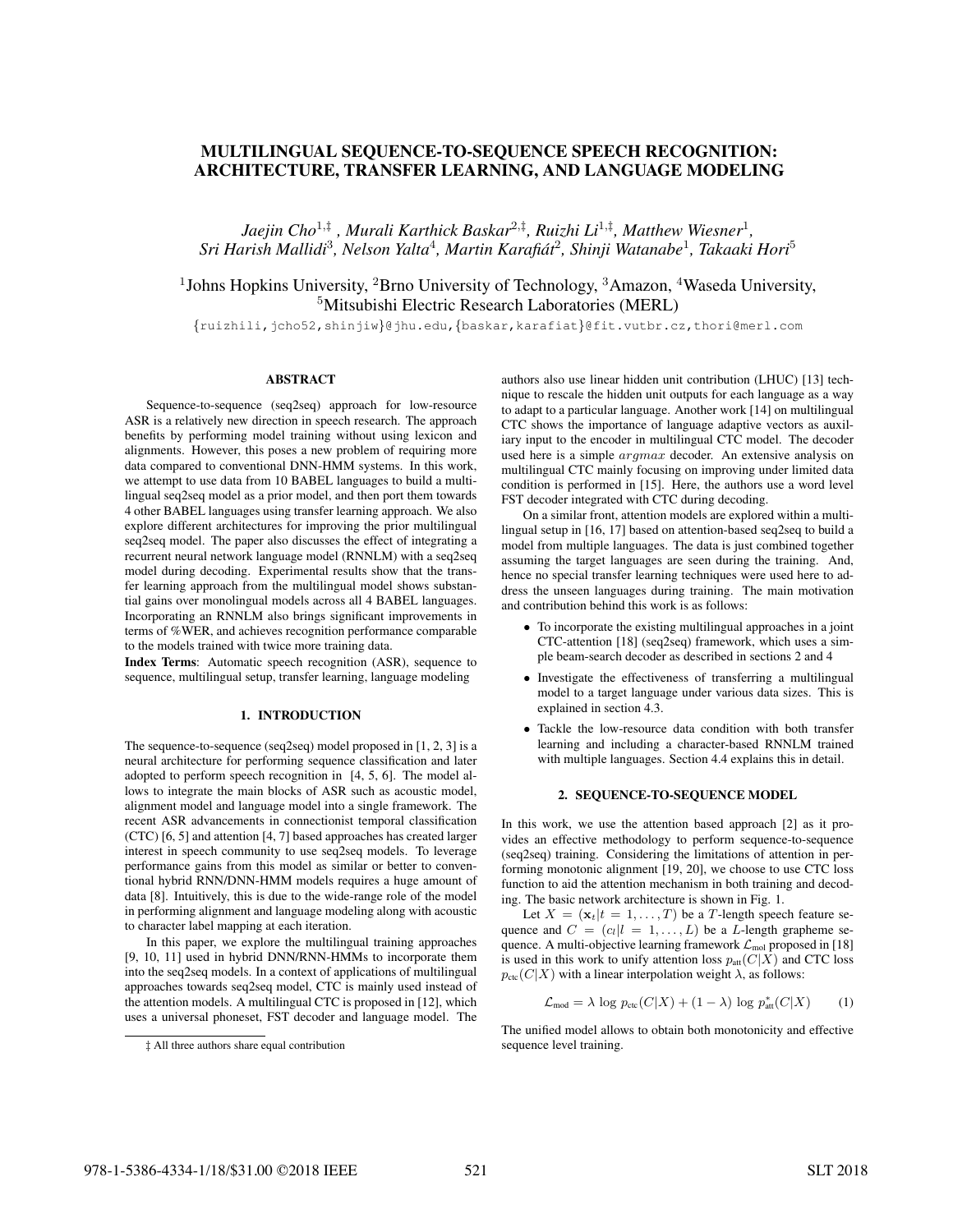# MULTILINGUAL SEQUENCE-TO-SEQUENCE SPEECH RECOGNITION: ARCHITECTURE, TRANSFER LEARNING, AND LANGUAGE MODELING

*Jaejin Cho[1,‡], Murali Karthick Baskar[2,‡], Ruizhi Li[1,‡], Matthew Wiesner[1], Sri Harish Mallidi[3], Nelson Yalta[4], Martin Karafiát[2], Shinji Watanabe[1], Takaaki Hori[5]*

[1]Johns Hopkins University, [2]Brno University of Technology, [3]Amazon, [4]Waseda University, [5]Mitsubishi Electric Research Laboratories (MERL)

{ruizhili,jcho52,shinjiw}@jhu.edu,{baskar,karafiat}@fit.vutbr.cz,thori@merl.com

## ABSTRACT

Sequence-to-sequence (seq2seq) approach for low-resource ASR is a relatively new direction in speech research. The approach benefits by performing model training without using lexicon and alignments. However, this poses a new problem of requiring more data compared to conventional DNN-HMM systems. In this work, we attempt to use data from 10 BABEL languages to build a multilingual seq2seq model as a prior model, and then port them towards 4 other BABEL languages using transfer learning approach. We also explore different architectures for improving the prior multilingual seq2seq model. The paper also discusses the effect of integrating a recurrent neural network language model (RNNLM) with a seq2seq model during decoding. Experimental results show that the transfer learning approach from the multilingual model shows substantial gains over monolingual models across all 4 BABEL languages. Incorporating an RNNLM also brings significant improvements in terms of %WER, and achieves recognition performance comparable to the models trained with twice more training data.

**Index Terms**: Automatic speech recognition (ASR), sequence to sequence, multilingual setup, transfer learning, language modeling

## 1. INTRODUCTION

The sequence-to-sequence (seq2seq) model proposed in [1, 2, 3] is a neural architecture for performing sequence classification and later adopted to perform speech recognition in [4, 5, 6]. The model allows to integrate the main blocks of ASR such as acoustic model, alignment model and language model into a single framework. The recent ASR advancements in connectionist temporal classification (CTC) [6, 5] and attention [4, 7] based approaches has created larger interest in speech community to use seq2seq models. To leverage performance gains from this model as similar or better to conventional hybrid RNN/DNN-HMM models requires a huge amount of data [8]. Intuitively, this is due to the wide-range role of the model in performing alignment and language modeling along with acoustic to character label mapping at each iteration.

In this paper, we explore the multilingual training approaches [9, 10, 11] used in hybrid DNN/RNN-HMMs to incorporate them into the seq2seq models. In a context of applications of multilingual approaches towards seq2seq model, CTC is mainly used instead of the attention models. A multilingual CTC is proposed in [12], which uses a universal phoneset, FST decoder and language model. The authors also use linear hidden unit contribution (LHUC) [13] technique to rescale the hidden unit outputs for each language as a way to adapt to a particular language. Another work [14] on multilingual CTC shows the importance of language adaptive vectors as auxiliary input to the encoder in multilingual CTC model. The decoder used here is a simple $argmax$ decoder. An extensive analysis on multilingual CTC mainly focusing on improving under limited data condition is performed in [15]. Here, the authors use a word level FST decoder integrated with CTC during decoding.

On a similar front, attention models are explored within a multilingual setup in [16, 17] based on attention-based seq2seq to build a model from multiple languages. The data is just combined together assuming the target languages are seen during the training. And, hence no special transfer learning techniques were used here to address the unseen languages during training. The main motivation and contribution behind this work is as follows:

- To incorporate the existing multilingual approaches in a joint CTC-attention [18] (seq2seq) framework, which uses a simple beam-search decoder as described in sections 2 and 4
- Investigate the effectiveness of transferring a multilingual model to a target language under various data sizes. This is explained in section 4.3.
- Tackle the low-resource data condition with both transfer learning and including a character-based RNNLM trained with multiple languages. Section 4.4 explains this in detail.

## 2. SEQUENCE-TO-SEQUENCE MODEL

In this work, we use the attention based approach [2] as it provides an effective methodology to perform sequence-to-sequence (seq2seq) training. Considering the limitations of attention in performing monotonic alignment [19, 20], we choose to use CTC loss function to aid the attention mechanism in both training and decoding. The basic network architecture is shown in Fig. 1.

Let $X = (\mathbf{x}_t | t = 1, \dots, T)$ be a $T$-length speech feature sequence and $C = (c_l | l = 1, \dots, L)$ be a $L$-length grapheme sequence. A multi-objective learning framework $\mathcal{L}_{\text{mol}}$ proposed in [18] is used in this work to unify attention loss $p_{\text{att}}(C|X)$ and CTC loss $p_{\text{ctc}}(C|X)$ with a linear interpolation weight $\lambda$, as follows:

$$\mathcal{L}_{\text{mod}} = \lambda \log p_{\text{ctc}}(C|X) + (1 - \lambda) \log p^*_{\text{att}}(C|X) \quad (1)$$

The unified model allows to obtain both monotonicity and effective sequence level training.

‡ All three authors share equal contribution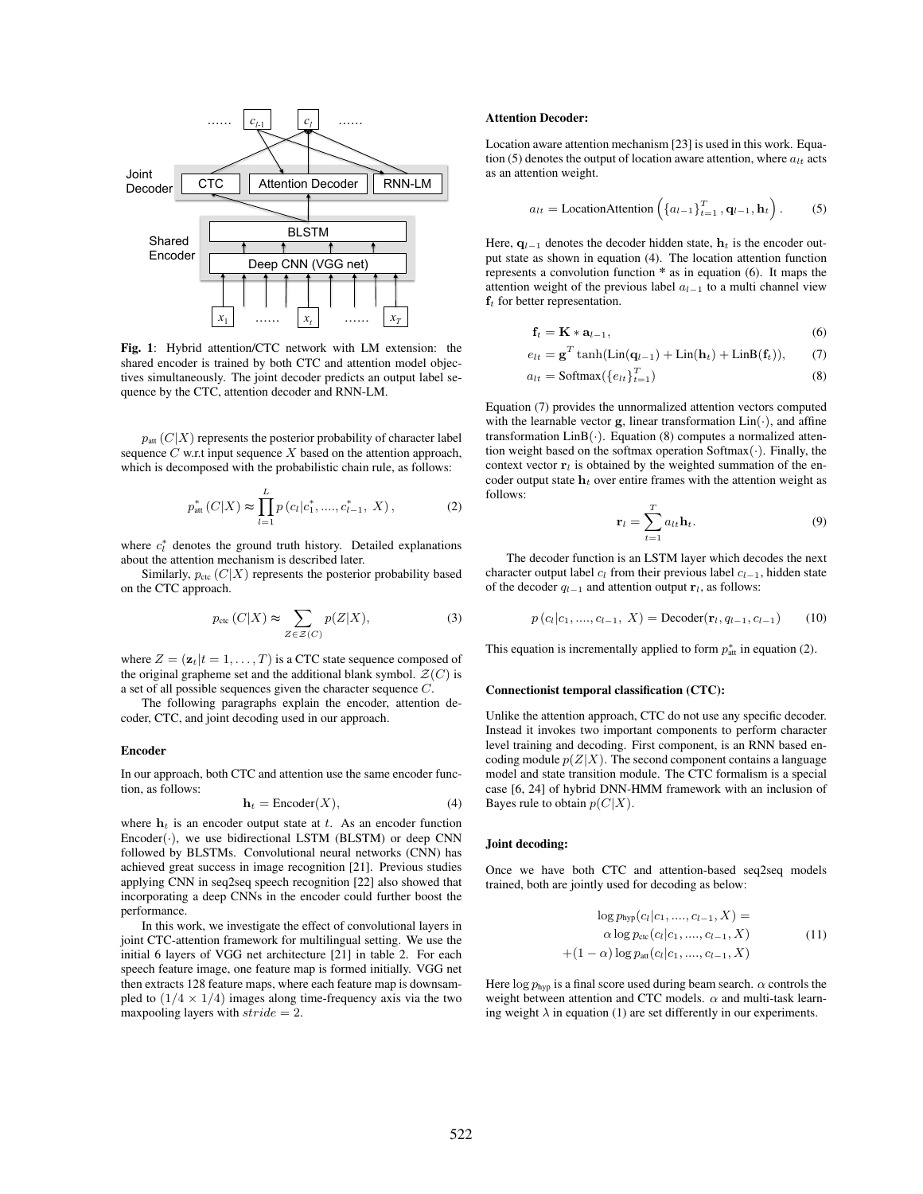**Fig. 1**: Hybrid attention/CTC network with LM extension: the shared encoder is trained by both CTC and attention model objectives simultaneously. The joint decoder predicts an output label sequence by the CTC, attention decoder and RNN-LM.

$p_{\text{att}}(C|X)$ represents the posterior probability of character label sequence $C$ w.r.t input sequence $X$ based on the attention approach, which is decomposed with the probabilistic chain rule, as follows:

$$p^{*}_{\text{att}}(C|X) \approx \prod_{l=1}^{L} p\left(c_l | c^{*}_1, ...., c^{*}_{l-1},\ X\right), \tag{2}$$

where $c^{*}_l$ denotes the ground truth history. Detailed explanations about the attention mechanism is described later.

Similarly, $p_{\text{ctc}}(C|X)$ represents the posterior probability based on the CTC approach.

$$p_{\text{ctc}}(C|X) \approx \sum_{Z \in \mathcal{Z}(C)} p(Z|X), \tag{3}$$

where $Z = (\mathbf{z}_t | t = 1, \ldots, T)$ is a CTC state sequence composed of the original grapheme set and the additional blank symbol. $\mathcal{Z}(C)$ is a set of all possible sequences given the character sequence $C$.

The following paragraphs explain the encoder, attention decoder, CTC, and joint decoding used in our approach.

### Encoder

In our approach, both CTC and attention use the same encoder function, as follows:

$$\mathbf{h}_t = \text{Encoder}(X), \tag{4}$$

where $\mathbf{h}_t$ is an encoder output state at $t$. As an encoder function $\text{Encoder}(\cdot)$, we use bidirectional LSTM (BLSTM) or deep CNN followed by BLSTMs. Convolutional neural networks (CNN) has achieved great success in image recognition [21]. Previous studies applying CNN in seq2seq speech recognition [22] also showed that incorporating a deep CNNs in the encoder could further boost the performance.

In this work, we investigate the effect of convolutional layers in joint CTC-attention framework for multilingual setting. We use the initial 6 layers of VGG net architecture [21] in table 2. For each speech feature image, one feature map is formed initially. VGG net then extracts 128 feature maps, where each feature map is downsampled to $(1/4 \times 1/4)$ images along time-frequency axis via the two maxpooling layers with $stride = 2$.

### Attention Decoder:

Location aware attention mechanism [23] is used in this work. Equation (5) denotes the output of location aware attention, where $a_{lt}$ acts as an attention weight.

$$a_{lt} = \text{LocationAttention}\left(\{a_{l-1}\}_{t=1}^{T}, \mathbf{q}_{l-1}, \mathbf{h}_t\right). \tag{5}$$

Here, $\mathbf{q}_{l-1}$ denotes the decoder hidden state, $\mathbf{h}_t$ is the encoder output state as shown in equation (4). The location attention function represents a convolution function * as in equation (6). It maps the attention weight of the previous label $a_{l-1}$ to a multi channel view $\mathbf{f}_t$ for better representation.

$$\mathbf{f}_t = \mathbf{K} * \mathbf{a}_{l-1}, \tag{6}$$

$$e_{lt} = \mathbf{g}^T \tanh(\text{Lin}(\mathbf{q}_{l-1}) + \text{Lin}(\mathbf{h}_t) + \text{LinB}(\mathbf{f}_t)), \tag{7}$$

$$a_{lt} = \text{Softmax}(\{e_{lt}\}_{t=1}^{T}) \tag{8}$$

Equation (7) provides the unnormalized attention vectors computed with the learnable vector $\mathbf{g}$, linear transformation $\text{Lin}(\cdot)$, and affine transformation $\text{LinB}(\cdot)$. Equation (8) computes a normalized attention weight based on the softmax operation $\text{Softmax}(\cdot)$. Finally, the context vector $\mathbf{r}_l$ is obtained by the weighted summation of the encoder output state $\mathbf{h}_t$ over entire frames with the attention weight as follows:

$$\mathbf{r}_l = \sum_{t=1}^{T} a_{lt} \mathbf{h}_t. \tag{9}$$

The decoder function is an LSTM layer which decodes the next character output label $c_l$ from their previous label $c_{l-1}$, hidden state of the decoder $q_{l-1}$ and attention output $\mathbf{r}_l$, as follows:

$$p\left(c_l | c_1, ...., c_{l-1},\ X\right) = \text{Decoder}(\mathbf{r}_l, q_{l-1}, c_{l-1}) \tag{10}$$

This equation is incrementally applied to form $p^{*}_{\text{att}}$ in equation (2).

### Connectionist temporal classification (CTC):

Unlike the attention approach, CTC do not use any specific decoder. Instead it invokes two important components to perform character level training and decoding. First component, is an RNN based encoding module $p(Z|X)$. The second component contains a language model and state transition module. The CTC formalism is a special case [6, 24] of hybrid DNN-HMM framework with an inclusion of Bayes rule to obtain $p(C|X)$.

### Joint decoding:

Once we have both CTC and attention-based seq2seq models trained, both are jointly used for decoding as below:

$$\begin{aligned} \log p_{\text{hyp}}(c_l | c_1, ...., c_{l-1}, X) = \\ \alpha \log p_{\text{ctc}}(c_l | c_1, ...., c_{l-1}, X) \\ +(1-\alpha) \log p_{\text{att}}(c_l | c_1, ...., c_{l-1}, X) \end{aligned} \tag{11}$$

Here $\log p_{\text{hyp}}$ is a final score used during beam search. $\alpha$ controls the weight between attention and CTC models. $\alpha$ and multi-task learning weight $\lambda$ in equation (1) are set differently in our experiments.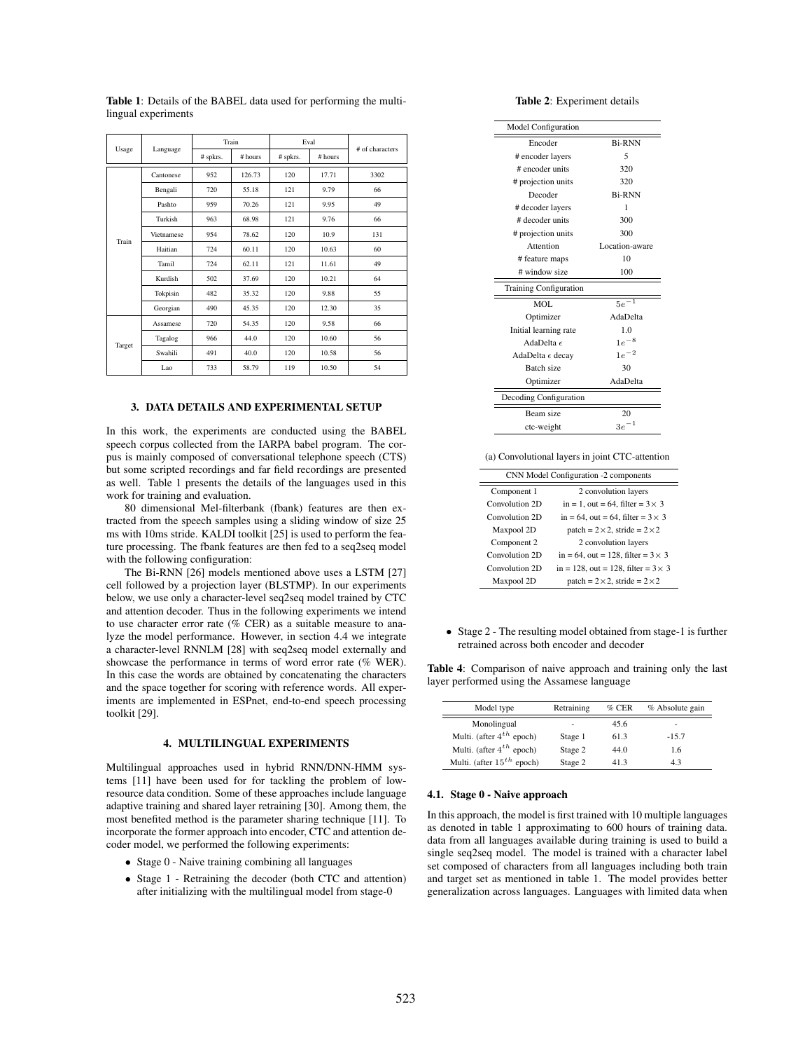**Table 1**: Details of the BABEL data used for performing the multilingual experiments

| Usage | Language | Train | | Eval | | # of characters |
|---|---|---|---|---|---|---|
| | | # spkrs. | # hours | # spkrs. | # hours | |
| Train | Cantonese | 952 | 126.73 | 120 | 17.71 | 3302 |
| | Bengali | 720 | 55.18 | 121 | 9.79 | 66 |
| | Pashto | 959 | 70.26 | 121 | 9.95 | 49 |
| | Turkish | 963 | 68.98 | 121 | 9.76 | 66 |
| | Vietnamese | 954 | 78.62 | 120 | 10.9 | 131 |
| | Haitian | 724 | 60.11 | 120 | 10.63 | 60 |
| | Tamil | 724 | 62.11 | 121 | 11.61 | 49 |
| | Kurdish | 502 | 37.69 | 120 | 10.21 | 64 |
| | Tokpisin | 482 | 35.32 | 120 | 9.88 | 55 |
| | Georgian | 490 | 45.35 | 120 | 12.30 | 35 |
| Target | Assamese | 720 | 54.35 | 120 | 9.58 | 66 |
| | Tagalog | 966 | 44.0 | 120 | 10.60 | 56 |
| | Swahili | 491 | 40.0 | 120 | 10.58 | 56 |
| | Lao | 733 | 58.79 | 119 | 10.50 | 54 |

## 3. DATA DETAILS AND EXPERIMENTAL SETUP

In this work, the experiments are conducted using the BABEL speech corpus collected from the IARPA babel program. The corpus is mainly composed of conversational telephone speech (CTS) but some scripted recordings and far field recordings are presented as well. Table 1 presents the details of the languages used in this work for training and evaluation.

80 dimensional Mel-filterbank (fbank) features are then extracted from the speech samples using a sliding window of size 25 ms with 10ms stride. KALDI toolkit [25] is used to perform the feature processing. The fbank features are then fed to a seq2seq model with the following configuration:

The Bi-RNN [26] models mentioned above uses a LSTM [27] cell followed by a projection layer (BLSTMP). In our experiments below, we use only a character-level seq2seq model trained by CTC and attention decoder. Thus in the following experiments we intend to use character error rate (% CER) as a suitable measure to analyze the model performance. However, in section 4.4 we integrate a character-level RNNLM [28] with seq2seq model externally and showcase the performance in terms of word error rate (% WER). In this case the words are obtained by concatenating the characters and the space together for scoring with reference words. All experiments are implemented in ESPnet, end-to-end speech processing toolkit [29].

## 4. MULTILINGUAL EXPERIMENTS

Multilingual approaches used in hybrid RNN/DNN-HMM systems [11] have been used for for tackling the problem of low-resource data condition. Some of these approaches include language adaptive training and shared layer retraining [30]. Among them, the most benefited method is the parameter sharing technique [11]. To incorporate the former approach into encoder, CTC and attention decoder model, we performed the following experiments:

- Stage 0 - Naive training combining all languages
- Stage 1 - Retraining the decoder (both CTC and attention) after initializing with the multilingual model from stage-0
- Stage 2 - The resulting model obtained from stage-1 is further retrained across both encoder and decoder

**Table 2**: Experiment details

| Model Configuration | |
|---|---|
| Encoder | Bi-RNN |
| # encoder layers | 5 |
| # encoder units | 320 |
| # projection units | 320 |
| Decoder | Bi-RNN |
| # decoder layers | 1 |
| # decoder units | 300 |
| # projection units | 300 |
| Attention | Location-aware |
| # feature maps | 10 |
| # window size | 100 |
| **Training Configuration** | |
| MOL | $5e^{-1}$ |
| Optimizer | AdaDelta |
| Initial learning rate | 1.0 |
| AdaDelta $\epsilon$ | $1e^{-8}$ |
| AdaDelta $\epsilon$ decay | $1e^{-2}$ |
| Batch size | 30 |
| Optimizer | AdaDelta |
| **Decoding Configuration** | |
| Beam size | 20 |
| ctc-weight | $3e^{-1}$ |

(a) Convolutional layers in joint CTC-attention

| CNN Model Configuration -2 components | |
|---|---|
| Component 1 | 2 convolution layers |
| Convolution 2D | in = 1, out = 64, filter = 3× 3 |
| Convolution 2D | in = 64, out = 64, filter = 3× 3 |
| Maxpool 2D | patch = 2×2, stride = 2×2 |
| Component 2 | 2 convolution layers |
| Convolution 2D | in = 64, out = 128, filter = 3× 3 |
| Convolution 2D | in = 128, out = 128, filter = 3× 3 |
| Maxpool 2D | patch = 2×2, stride = 2×2 |

**Table 4**: Comparison of naive approach and training only the last layer performed using the Assamese language

| Model type | Retraining | % CER | % Absolute gain |
|---|---|---|---|
| Monolingual | - | 45.6 | - |
| Multi. (after $4^{th}$ epoch) | Stage 1 | 61.3 | -15.7 |
| Multi. (after $4^{th}$ epoch) | Stage 2 | 44.0 | 1.6 |
| Multi. (after $15^{th}$ epoch) | Stage 2 | 41.3 | 4.3 |

### 4.1. Stage 0 - Naive approach

In this approach, the model is first trained with 10 multiple languages as denoted in table 1 approximating to 600 hours of training data. data from all languages available during training is used to build a single seq2seq model. The model is trained with a character label set composed of characters from all languages including both train and target set as mentioned in table 1. The model provides better generalization across languages. Languages with limited data when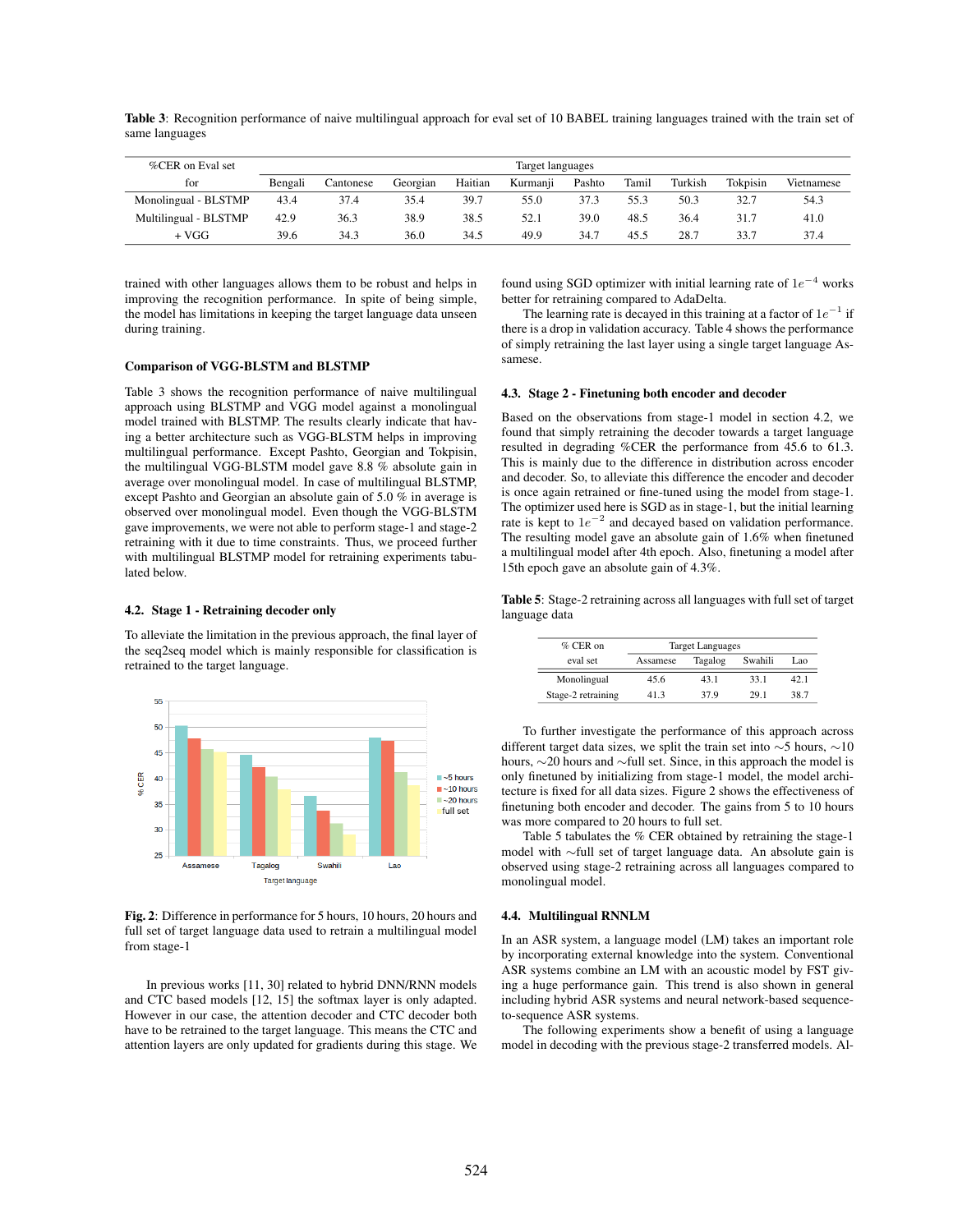**Table 3**: Recognition performance of naive multilingual approach for eval set of 10 BABEL training languages trained with the train set of same languages

| %CER on Eval set | Target languages | | | | | | | | | |
|---|---|---|---|---|---|---|---|---|---|---|
| for | Bengali | Cantonese | Georgian | Haitian | Kurmanji | Pashto | Tamil | Turkish | Tokpisin | Vietnamese |
| Monolingual - BLSTMP | 43.4 | 37.4 | 35.4 | 39.7 | 55.0 | 37.3 | 55.3 | 50.3 | 32.7 | 54.3 |
| Multilingual - BLSTMP | 42.9 | 36.3 | 38.9 | 38.5 | 52.1 | 39.0 | 48.5 | 36.4 | 31.7 | 41.0 |
| + VGG | 39.6 | 34.3 | 36.0 | 34.5 | 49.9 | 34.7 | 45.5 | 28.7 | 33.7 | 37.4 |

trained with other languages allows them to be robust and helps in improving the recognition performance. In spite of being simple, the model has limitations in keeping the target language data unseen during training.

**Comparison of VGG-BLSTM and BLSTMP**

Table 3 shows the recognition performance of naive multilingual approach using BLSTMP and VGG model against a monolingual model trained with BLSTMP. The results clearly indicate that having a better architecture such as VGG-BLSTM helps in improving multilingual performance. Except Pashto, Georgian and Tokpisin, the multilingual VGG-BLSTM model gave 8.8 % absolute gain in average over monolingual model. In case of multilingual BLSTMP, except Pashto and Georgian an absolute gain of 5.0 % in average is observed over monolingual model. Even though the VGG-BLSTM gave improvements, we were not able to perform stage-1 and stage-2 retraining with it due to time constraints. Thus, we proceed further with multilingual BLSTMP model for retraining experiments tabulated below.

### 4.2. Stage 1 - Retraining decoder only

To alleviate the limitation in the previous approach, the final layer of the seq2seq model which is mainly responsible for classification is retrained to the target language.

**Fig. 2**: Difference in performance for 5 hours, 10 hours, 20 hours and full set of target language data used to retrain a multilingual model from stage-1

In previous works [11, 30] related to hybrid DNN/RNN models and CTC based models [12, 15] the softmax layer is only adapted. However in our case, the attention decoder and CTC decoder both have to be retrained to the target language. This means the CTC and attention layers are only updated for gradients during this stage. We found using SGD optimizer with initial learning rate of $1e^{-4}$ works better for retraining compared to AdaDelta.

The learning rate is decayed in this training at a factor of $1e^{-1}$ if there is a drop in validation accuracy. Table 4 shows the performance of simply retraining the last layer using a single target language Assamese.

### 4.3. Stage 2 - Finetuning both encoder and decoder

Based on the observations from stage-1 model in section 4.2, we found that simply retraining the decoder towards a target language resulted in degrading %CER the performance from 45.6 to 61.3. This is mainly due to the difference in distribution across encoder and decoder. So, to alleviate this difference the encoder and decoder is once again retrained or fine-tuned using the model from stage-1. The optimizer used here is SGD as in stage-1, but the initial learning rate is kept to $1e^{-2}$ and decayed based on validation performance. The resulting model gave an absolute gain of 1.6% when finetuned a multilingual model after 4th epoch. Also, finetuning a model after 15th epoch gave an absolute gain of 4.3%.

**Table 5**: Stage-2 retraining across all languages with full set of target language data

| % CER on | Target Languages | | | |
|---|---|---|---|---|
| eval set | Assamese | Tagalog | Swahili | Lao |
| Monolingual | 45.6 | 43.1 | 33.1 | 42.1 |
| Stage-2 retraining | 41.3 | 37.9 | 29.1 | 38.7 |

To further investigate the performance of this approach across different target data sizes, we split the train set into ∼5 hours, ∼10 hours, ∼20 hours and ∼full set. Since, in this approach the model is only finetuned by initializing from stage-1 model, the model architecture is fixed for all data sizes. Figure 2 shows the effectiveness of finetuning both encoder and decoder. The gains from 5 to 10 hours was more compared to 20 hours to full set.

Table 5 tabulates the % CER obtained by retraining the stage-1 model with ∼full set of target language data. An absolute gain is observed using stage-2 retraining across all languages compared to monolingual model.

### 4.4. Multilingual RNNLM

In an ASR system, a language model (LM) takes an important role by incorporating external knowledge into the system. Conventional ASR systems combine an LM with an acoustic model by FST giving a huge performance gain. This trend is also shown in general including hybrid ASR systems and neural network-based sequence-to-sequence ASR systems.

The following experiments show a benefit of using a language model in decoding with the previous stage-2 transferred models. Al-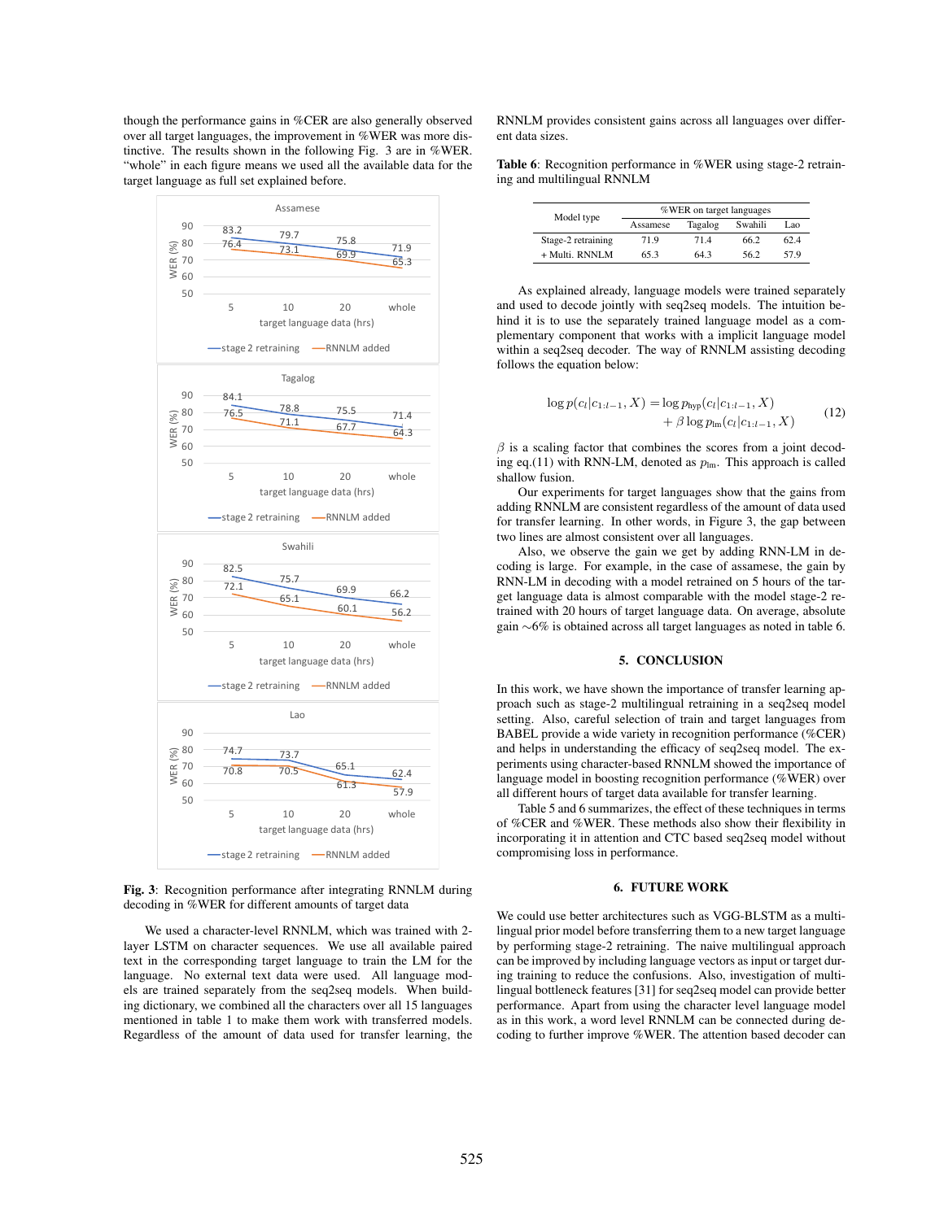though the performance gains in %CER are also generally observed over all target languages, the improvement in %WER was more distinctive. The results shown in the following Fig. 3 are in %WER. "whole" in each figure means we used all the available data for the target language as full set explained before.

**Fig. 3**: Recognition performance after integrating RNNLM during decoding in %WER for different amounts of target data

We used a character-level RNNLM, which was trained with 2-layer LSTM on character sequences. We use all available paired text in the corresponding target language to train the LM for the language. No external text data were used. All language models are trained separately from the seq2seq models. When building dictionary, we combined all the characters over all 15 languages mentioned in table 1 to make them work with transferred models. Regardless of the amount of data used for transfer learning, the RNNLM provides consistent gains across all languages over different data sizes.

**Table 6**: Recognition performance in %WER using stage-2 retraining and multilingual RNNLM

| Model type | %WER on target languages | | | |
|---|---|---|---|---|
| | Assamese | Tagalog | Swahili | Lao |
| Stage-2 retraining | 71.9 | 71.4 | 66.2 | 62.4 |
| + Multi. RNNLM | 65.3 | 64.3 | 56.2 | 57.9 |

As explained already, language models were trained separately and used to decode jointly with seq2seq models. The intuition behind it is to use the separately trained language model as a complementary component that works with a implicit language model within a seq2seq decoder. The way of RNNLM assisting decoding follows the equation below:

$$\log p(c_l|c_{1:l-1}, X) = \log p_{\text{hyp}}(c_l|c_{1:l-1}, X) + \beta \log p_{\text{lm}}(c_l|c_{1:l-1}, X) \tag{12}$$

$\beta$ is a scaling factor that combines the scores from a joint decoding eq.(11) with RNN-LM, denoted as $p_{\text{lm}}$. This approach is called shallow fusion.

Our experiments for target languages show that the gains from adding RNNLM are consistent regardless of the amount of data used for transfer learning. In other words, in Figure 3, the gap between two lines are almost consistent over all languages.

Also, we observe the gain we get by adding RNN-LM in decoding is large. For example, in the case of assamese, the gain by RNN-LM in decoding with a model retrained on 5 hours of the target language data is almost comparable with the model stage-2 retrained with 20 hours of target language data. On average, absolute gain $\sim$6% is obtained across all target languages as noted in table 6.

## 5. CONCLUSION

In this work, we have shown the importance of transfer learning approach such as stage-2 multilingual retraining in a seq2seq model setting. Also, careful selection of train and target languages from BABEL provide a wide variety in recognition performance (%CER) and helps in understanding the efficacy of seq2seq model. The experiments using character-based RNNLM showed the importance of language model in boosting recognition performance (%WER) over all different hours of target data available for transfer learning.

Table 5 and 6 summarizes, the effect of these techniques in terms of %CER and %WER. These methods also show their flexibility in incorporating it in attention and CTC based seq2seq model without compromising loss in performance.

## 6. FUTURE WORK

We could use better architectures such as VGG-BLSTM as a multilingual prior model before transferring them to a new target language by performing stage-2 retraining. The naive multilingual approach can be improved by including language vectors as input or target during training to reduce the confusions. Also, investigation of multilingual bottleneck features [31] for seq2seq model can provide better performance. Apart from using the character level language model as in this work, a word level RNNLM can be connected during decoding to further improve %WER. The attention based decoder can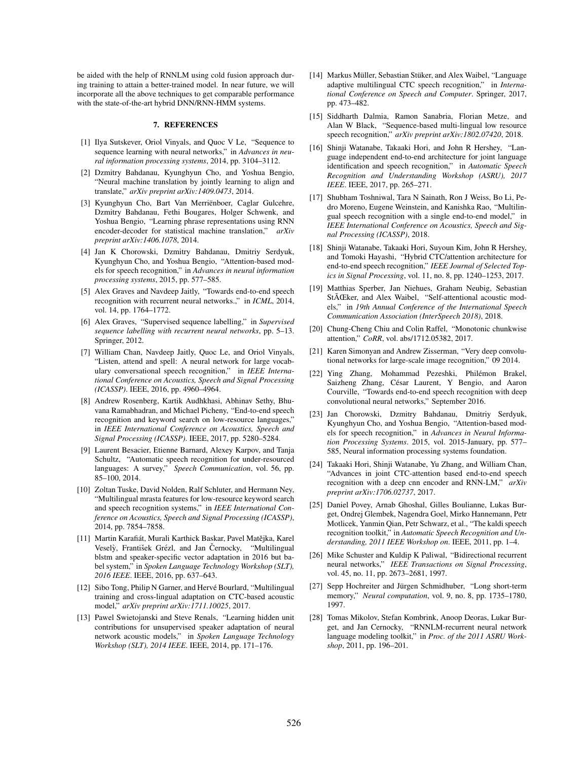be aided with the help of RNNLM using cold fusion approach during training to attain a better-trained model. In near future, we will incorporate all the above techniques to get comparable performance with the state-of-the-art hybrid DNN/RNN-HMM systems.

## 7. REFERENCES

[1] Ilya Sutskever, Oriol Vinyals, and Quoc V Le, "Sequence to sequence learning with neural networks," in *Advances in neural information processing systems*, 2014, pp. 3104–3112.

[2] Dzmitry Bahdanau, Kyunghyun Cho, and Yoshua Bengio, "Neural machine translation by jointly learning to align and translate," *arXiv preprint arXiv:1409.0473*, 2014.

[3] Kyunghyun Cho, Bart Van Merriënboer, Caglar Gulcehre, Dzmitry Bahdanau, Fethi Bougares, Holger Schwenk, and Yoshua Bengio, "Learning phrase representations using RNN encoder-decoder for statistical machine translation," *arXiv preprint arXiv:1406.1078*, 2014.

[4] Jan K Chorowski, Dzmitry Bahdanau, Dmitriy Serdyuk, Kyunghyun Cho, and Yoshua Bengio, "Attention-based models for speech recognition," in *Advances in neural information processing systems*, 2015, pp. 577–585.

[5] Alex Graves and Navdeep Jaitly, "Towards end-to-end speech recognition with recurrent neural networks.," in *ICML*, 2014, vol. 14, pp. 1764–1772.

[6] Alex Graves, "Supervised sequence labelling," in *Supervised sequence labelling with recurrent neural networks*, pp. 5–13. Springer, 2012.

[7] William Chan, Navdeep Jaitly, Quoc Le, and Oriol Vinyals, "Listen, attend and spell: A neural network for large vocabulary conversational speech recognition," in *IEEE International Conference on Acoustics, Speech and Signal Processing (ICASSP)*. IEEE, 2016, pp. 4960–4964.

[8] Andrew Rosenberg, Kartik Audhkhasi, Abhinav Sethy, Bhuvana Ramabhadran, and Michael Picheny, "End-to-end speech recognition and keyword search on low-resource languages," in *IEEE International Conference on Acoustics, Speech and Signal Processing (ICASSP)*. IEEE, 2017, pp. 5280–5284.

[9] Laurent Besacier, Etienne Barnard, Alexey Karpov, and Tanja Schultz, "Automatic speech recognition for under-resourced languages: A survey," *Speech Communication*, vol. 56, pp. 85–100, 2014.

[10] Zoltan Tuske, David Nolden, Ralf Schluter, and Hermann Ney, "Multilingual mrasta features for low-resource keyword search and speech recognition systems," in *IEEE International Conference on Acoustics, Speech and Signal Processing (ICASSP)*, 2014, pp. 7854–7858.

[11] Martin Karafiát, Murali Karthick Baskar, Pavel Matějka, Karel Veselỳ, František Grézl, and Jan Černocky, "Multilingual blstm and speaker-specific vector adaptation in 2016 but babel system," in *Spoken Language Technology Workshop (SLT), 2016 IEEE*. IEEE, 2016, pp. 637–643.

[12] Sibo Tong, Philip N Garner, and Hervé Bourlard, "Multilingual training and cross-lingual adaptation on CTC-based acoustic model," *arXiv preprint arXiv:1711.10025*, 2017.

[13] Pawel Swietojanski and Steve Renals, "Learning hidden unit contributions for unsupervised speaker adaptation of neural network acoustic models," in *Spoken Language Technology Workshop (SLT), 2014 IEEE*. IEEE, 2014, pp. 171–176.

[14] Markus Müller, Sebastian Stüker, and Alex Waibel, "Language adaptive multilingual CTC speech recognition," in *International Conference on Speech and Computer*. Springer, 2017, pp. 473–482.

[15] Siddharth Dalmia, Ramon Sanabria, Florian Metze, and Alan W Black, "Sequence-based multi-lingual low resource speech recognition," *arXiv preprint arXiv:1802.07420*, 2018.

[16] Shinji Watanabe, Takaaki Hori, and John R Hershey, "Language independent end-to-end architecture for joint language identification and speech recognition," in *Automatic Speech Recognition and Understanding Workshop (ASRU), 2017 IEEE*. IEEE, 2017, pp. 265–271.

[17] Shubham Toshniwal, Tara N Sainath, Ron J Weiss, Bo Li, Pedro Moreno, Eugene Weinstein, and Kanishka Rao, "Multilingual speech recognition with a single end-to-end model," in *IEEE International Conference on Acoustics, Speech and Signal Processing (ICASSP)*, 2018.

[18] Shinji Watanabe, Takaaki Hori, Suyoun Kim, John R Hershey, and Tomoki Hayashi, "Hybrid CTC/attention architecture for end-to-end speech recognition," *IEEE Journal of Selected Topics in Signal Processing*, vol. 11, no. 8, pp. 1240–1253, 2017.

[19] Matthias Sperber, Jan Niehues, Graham Neubig, Sebastian StÃŒker, and Alex Waibel, "Self-attentional acoustic models," in *19th Annual Conference of the International Speech Communication Association (InterSpeech 2018)*, 2018.

[20] Chung-Cheng Chiu and Colin Raffel, "Monotonic chunkwise attention," *CoRR*, vol. abs/1712.05382, 2017.

[21] Karen Simonyan and Andrew Zisserman, "Very deep convolutional networks for large-scale image recognition," 09 2014.

[22] Ying Zhang, Mohammad Pezeshki, Philémon Brakel, Saizheng Zhang, César Laurent, Y Bengio, and Aaron Courville, "Towards end-to-end speech recognition with deep convolutional neural networks," September 2016.

[23] Jan Chorowski, Dzmitry Bahdanau, Dmitriy Serdyuk, Kyunghyun Cho, and Yoshua Bengio, "Attention-based models for speech recognition," in *Advances in Neural Information Processing Systems*. 2015, vol. 2015-January, pp. 577–585, Neural information processing systems foundation.

[24] Takaaki Hori, Shinji Watanabe, Yu Zhang, and William Chan, "Advances in joint CTC-attention based end-to-end speech recognition with a deep cnn encoder and RNN-LM," *arXiv preprint arXiv:1706.02737*, 2017.

[25] Daniel Povey, Arnab Ghoshal, Gilles Boulianne, Lukas Burget, Ondrej Glembek, Nagendra Goel, Mirko Hannemann, Petr Motlicek, Yanmin Qian, Petr Schwarz, et al., "The kaldi speech recognition toolkit," in *Automatic Speech Recognition and Understanding, 2011 IEEE Workshop on*. IEEE, 2011, pp. 1–4.

[26] Mike Schuster and Kuldip K Paliwal, "Bidirectional recurrent neural networks," *IEEE Transactions on Signal Processing*, vol. 45, no. 11, pp. 2673–2681, 1997.

[27] Sepp Hochreiter and Jürgen Schmidhuber, "Long short-term memory," *Neural computation*, vol. 9, no. 8, pp. 1735–1780, 1997.

[28] Tomas Mikolov, Stefan Kombrink, Anoop Deoras, Lukar Burget, and Jan Cernocky, "RNNLM-recurrent neural network language modeling toolkit," in *Proc. of the 2011 ASRU Workshop*, 2011, pp. 196–201.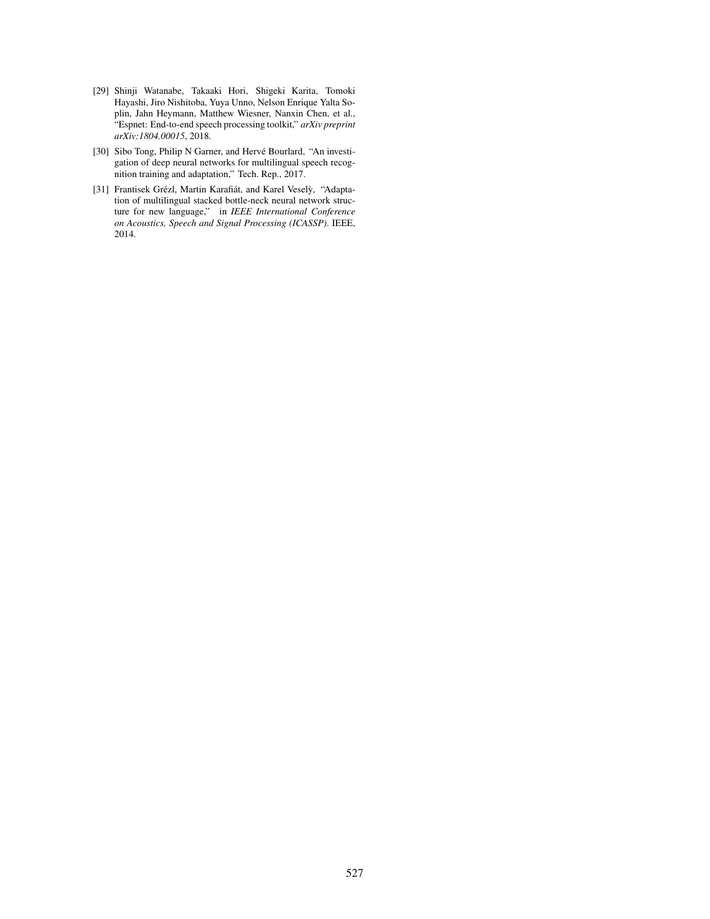[29] Shinji Watanabe, Takaaki Hori, Shigeki Karita, Tomoki Hayashi, Jiro Nishitoba, Yuya Unno, Nelson Enrique Yalta Soplin, Jahn Heymann, Matthew Wiesner, Nanxin Chen, et al., "Espnet: End-to-end speech processing toolkit," *arXiv preprint arXiv:1804.00015*, 2018.

[30] Sibo Tong, Philip N Garner, and Hervé Bourlard, "An investigation of deep neural networks for multilingual speech recognition training and adaptation," Tech. Rep., 2017.

[31] Frantisek Grézl, Martin Karafiát, and Karel Veselỳ, "Adaptation of multilingual stacked bottle-neck neural network structure for new language," in *IEEE International Conference on Acoustics, Speech and Signal Processing (ICASSP)*. IEEE, 2014.